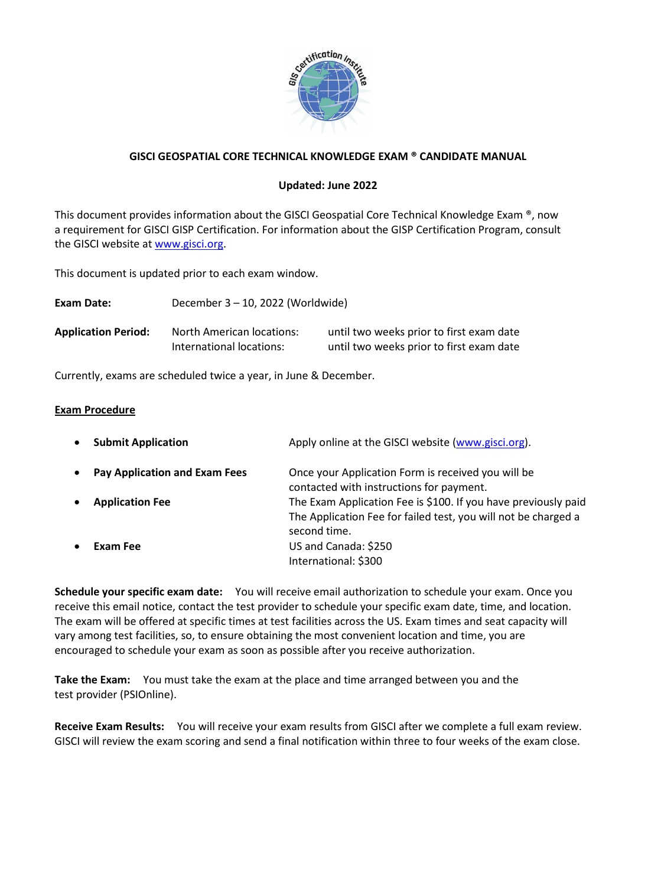# GISCI GEOSPATIAL CORE TECHNICAL KNOWLEDGE EXAM ® CANDIDATE MANUAL

**Updated: June 2022**

This document provides information about the GISCI Geospatial Core Technical Knowledge Exam ®, now a requirement for GISCI GISP Certification. For information about the GISP Certification Program, consult the GISCI website at www.gisci.org.

This document is updated prior to each exam window.

**Exam Date:** December 3 – 10, 2022 (Worldwide)

**Application Period:**

| | |
|---|---|
| North American locations: | until two weeks prior to first exam date |
| International locations: | until two weeks prior to first exam date |

Currently, exams are scheduled twice a year, in June & December.

## Exam Procedure

- **Submit Application** — Apply online at the GISCI website (www.gisci.org).
- **Pay Application and Exam Fees** — Once your Application Form is received you will be contacted with instructions for payment.
- **Application Fee** — The Exam Application Fee is $100. If you have previously paid The Application Fee for failed test, you will not be charged a second time.
- **Exam Fee** — US and Canada: $250
  International: $300

**Schedule your specific exam date:** You will receive email authorization to schedule your exam. Once you receive this email notice, contact the test provider to schedule your specific exam date, time, and location. The exam will be offered at specific times at test facilities across the US. Exam times and seat capacity will vary among test facilities, so, to ensure obtaining the most convenient location and time, you are encouraged to schedule your exam as soon as possible after you receive authorization.

**Take the Exam:** You must take the exam at the place and time arranged between you and the test provider (PSIOnline).

**Receive Exam Results:** You will receive your exam results from GISCI after we complete a full exam review. GISCI will review the exam scoring and send a final notification within three to four weeks of the exam close.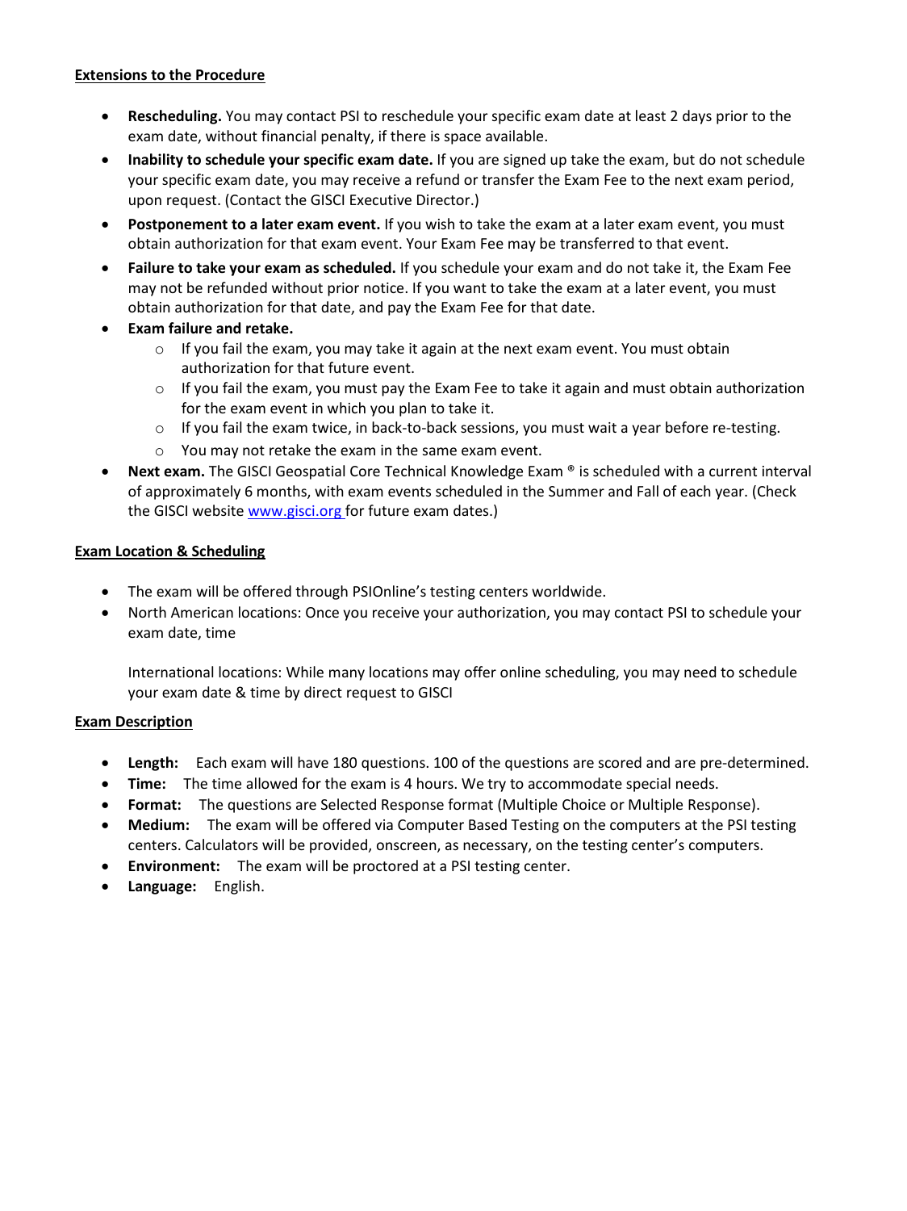**Extensions to the Procedure**

- **Rescheduling.** You may contact PSI to reschedule your specific exam date at least 2 days prior to the exam date, without financial penalty, if there is space available.
- **Inability to schedule your specific exam date.** If you are signed up take the exam, but do not schedule your specific exam date, you may receive a refund or transfer the Exam Fee to the next exam period, upon request. (Contact the GISCI Executive Director.)
- **Postponement to a later exam event.** If you wish to take the exam at a later exam event, you must obtain authorization for that exam event. Your Exam Fee may be transferred to that event.
- **Failure to take your exam as scheduled.** If you schedule your exam and do not take it, the Exam Fee may not be refunded without prior notice. If you want to take the exam at a later event, you must obtain authorization for that date, and pay the Exam Fee for that date.
- **Exam failure and retake.**
    - If you fail the exam, you may take it again at the next exam event. You must obtain authorization for that future event.
    - If you fail the exam, you must pay the Exam Fee to take it again and must obtain authorization for the exam event in which you plan to take it.
    - If you fail the exam twice, in back-to-back sessions, you must wait a year before re-testing.
    - You may not retake the exam in the same exam event.
- **Next exam.** The GISCI Geospatial Core Technical Knowledge Exam ® is scheduled with a current interval of approximately 6 months, with exam events scheduled in the Summer and Fall of each year. (Check the GISCI website www.gisci.org for future exam dates.)

**Exam Location & Scheduling**

- The exam will be offered through PSIOnline's testing centers worldwide.
- North American locations: Once you receive your authorization, you may contact PSI to schedule your exam date, time

  International locations: While many locations may offer online scheduling, you may need to schedule your exam date & time by direct request to GISCI

**Exam Description**

- **Length:** Each exam will have 180 questions. 100 of the questions are scored and are pre-determined.
- **Time:** The time allowed for the exam is 4 hours. We try to accommodate special needs.
- **Format:** The questions are Selected Response format (Multiple Choice or Multiple Response).
- **Medium:** The exam will be offered via Computer Based Testing on the computers at the PSI testing centers. Calculators will be provided, onscreen, as necessary, on the testing center's computers.
- **Environment:** The exam will be proctored at a PSI testing center.
- **Language:** English.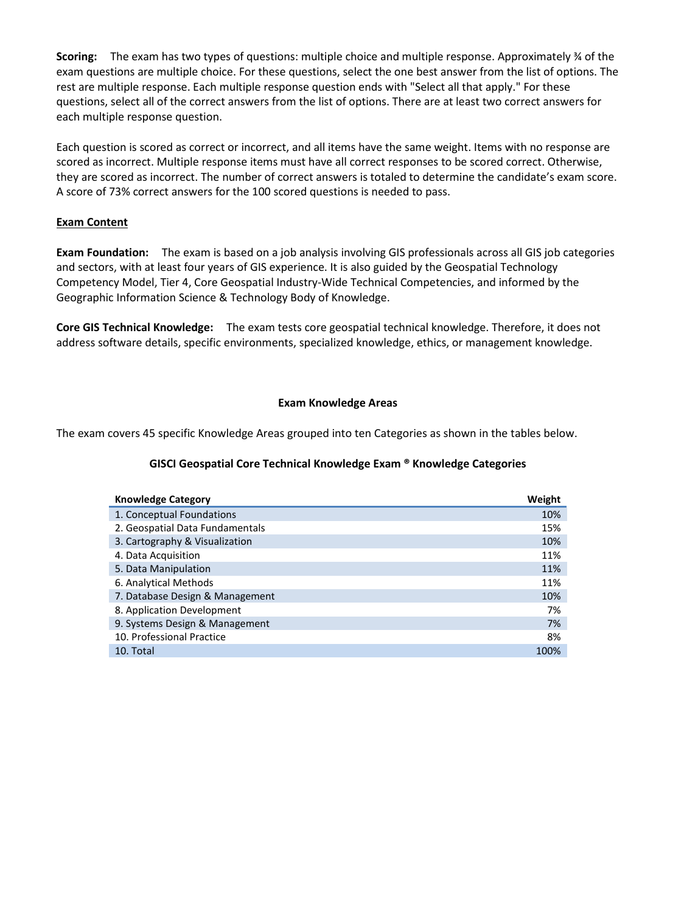**Scoring:** The exam has two types of questions: multiple choice and multiple response. Approximately ¾ of the exam questions are multiple choice. For these questions, select the one best answer from the list of options. The rest are multiple response. Each multiple response question ends with "Select all that apply." For these questions, select all of the correct answers from the list of options. There are at least two correct answers for each multiple response question.

Each question is scored as correct or incorrect, and all items have the same weight. Items with no response are scored as incorrect. Multiple response items must have all correct responses to be scored correct. Otherwise, they are scored as incorrect. The number of correct answers is totaled to determine the candidate's exam score. A score of 73% correct answers for the 100 scored questions is needed to pass.

## Exam Content

**Exam Foundation:** The exam is based on a job analysis involving GIS professionals across all GIS job categories and sectors, with at least four years of GIS experience. It is also guided by the Geospatial Technology Competency Model, Tier 4, Core Geospatial Industry-Wide Technical Competencies, and informed by the Geographic Information Science & Technology Body of Knowledge.

**Core GIS Technical Knowledge:** The exam tests core geospatial technical knowledge. Therefore, it does not address software details, specific environments, specialized knowledge, ethics, or management knowledge.

### Exam Knowledge Areas

The exam covers 45 specific Knowledge Areas grouped into ten Categories as shown in the tables below.

**GISCI Geospatial Core Technical Knowledge Exam ® Knowledge Categories**

| Knowledge Category | Weight |
|---|---|
| 1. Conceptual Foundations | 10% |
| 2. Geospatial Data Fundamentals | 15% |
| 3. Cartography & Visualization | 10% |
| 4. Data Acquisition | 11% |
| 5. Data Manipulation | 11% |
| 6. Analytical Methods | 11% |
| 7. Database Design & Management | 10% |
| 8. Application Development | 7% |
| 9. Systems Design & Management | 7% |
| 10. Professional Practice | 8% |
| 10. Total | 100% |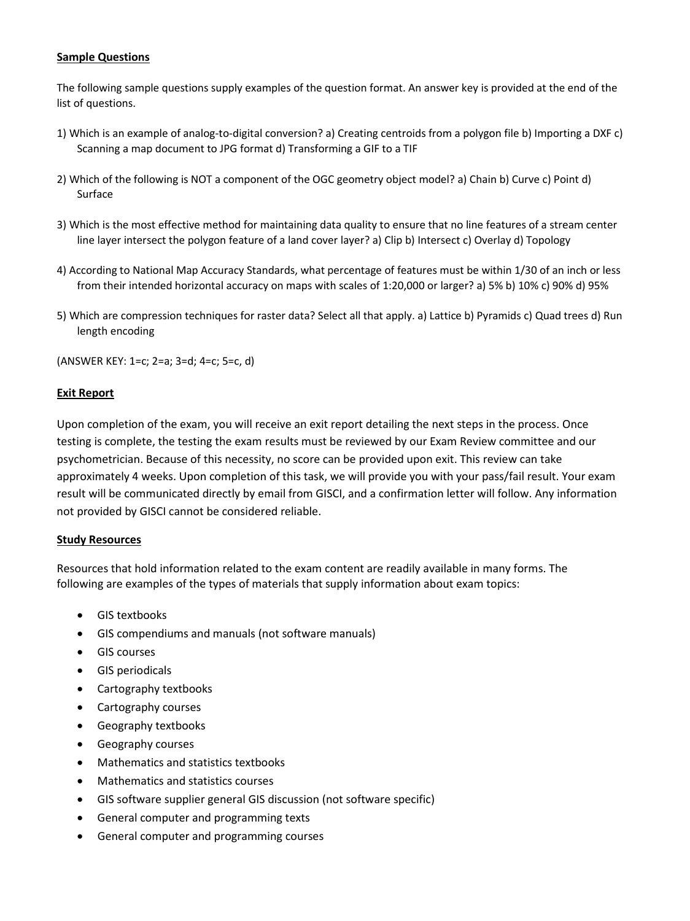**Sample Questions**

The following sample questions supply examples of the question format. An answer key is provided at the end of the list of questions.

1) Which is an example of analog-to-digital conversion? a) Creating centroids from a polygon file b) Importing a DXF c) Scanning a map document to JPG format d) Transforming a GIF to a TIF

2) Which of the following is NOT a component of the OGC geometry object model? a) Chain b) Curve c) Point d) Surface

3) Which is the most effective method for maintaining data quality to ensure that no line features of a stream center line layer intersect the polygon feature of a land cover layer? a) Clip b) Intersect c) Overlay d) Topology

4) According to National Map Accuracy Standards, what percentage of features must be within 1/30 of an inch or less from their intended horizontal accuracy on maps with scales of 1:20,000 or larger? a) 5% b) 10% c) 90% d) 95%

5) Which are compression techniques for raster data? Select all that apply. a) Lattice b) Pyramids c) Quad trees d) Run length encoding

(ANSWER KEY: 1=c; 2=a; 3=d; 4=c; 5=c, d)

**Exit Report**

Upon completion of the exam, you will receive an exit report detailing the next steps in the process. Once testing is complete, the testing the exam results must be reviewed by our Exam Review committee and our psychometrician. Because of this necessity, no score can be provided upon exit. This review can take approximately 4 weeks. Upon completion of this task, we will provide you with your pass/fail result. Your exam result will be communicated directly by email from GISCI, and a confirmation letter will follow. Any information not provided by GISCI cannot be considered reliable.

**Study Resources**

Resources that hold information related to the exam content are readily available in many forms. The following are examples of the types of materials that supply information about exam topics:

- GIS textbooks
- GIS compendiums and manuals (not software manuals)
- GIS courses
- GIS periodicals
- Cartography textbooks
- Cartography courses
- Geography textbooks
- Geography courses
- Mathematics and statistics textbooks
- Mathematics and statistics courses
- GIS software supplier general GIS discussion (not software specific)
- General computer and programming texts
- General computer and programming courses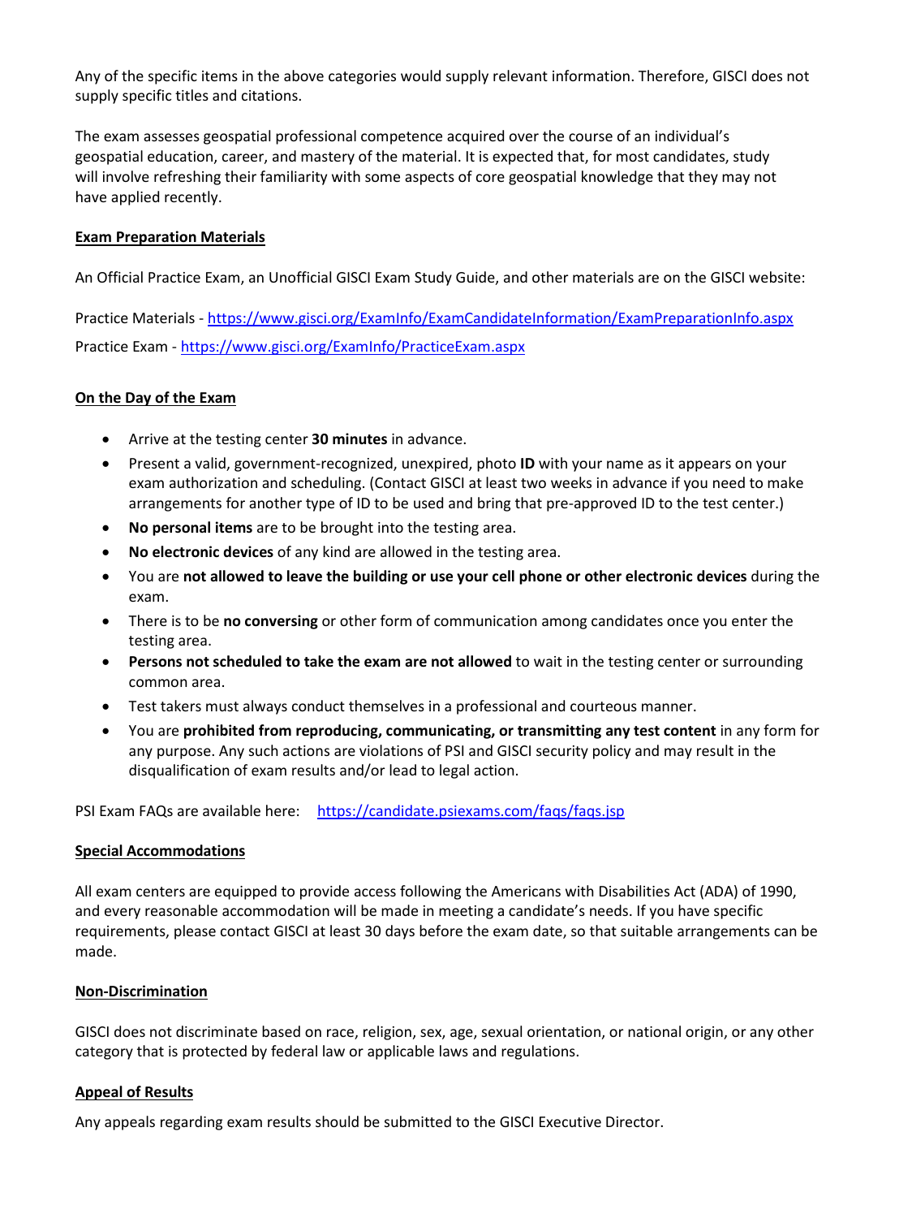Any of the specific items in the above categories would supply relevant information. Therefore, GISCI does not supply specific titles and citations.

The exam assesses geospatial professional competence acquired over the course of an individual's geospatial education, career, and mastery of the material. It is expected that, for most candidates, study will involve refreshing their familiarity with some aspects of core geospatial knowledge that they may not have applied recently.

## Exam Preparation Materials

An Official Practice Exam, an Unofficial GISCI Exam Study Guide, and other materials are on the GISCI website:

Practice Materials - https://www.gisci.org/ExamInfo/ExamCandidateInformation/ExamPreparationInfo.aspx

Practice Exam - https://www.gisci.org/ExamInfo/PracticeExam.aspx

## On the Day of the Exam

- Arrive at the testing center **30 minutes** in advance.
- Present a valid, government-recognized, unexpired, photo **ID** with your name as it appears on your exam authorization and scheduling. (Contact GISCI at least two weeks in advance if you need to make arrangements for another type of ID to be used and bring that pre-approved ID to the test center.)
- **No personal items** are to be brought into the testing area.
- **No electronic devices** of any kind are allowed in the testing area.
- You are **not allowed to leave the building or use your cell phone or other electronic devices** during the exam.
- There is to be **no conversing** or other form of communication among candidates once you enter the testing area.
- **Persons not scheduled to take the exam are not allowed** to wait in the testing center or surrounding common area.
- Test takers must always conduct themselves in a professional and courteous manner.
- You are **prohibited from reproducing, communicating, or transmitting any test content** in any form for any purpose. Any such actions are violations of PSI and GISCI security policy and may result in the disqualification of exam results and/or lead to legal action.

PSI Exam FAQs are available here: https://candidate.psiexams.com/faqs/faqs.jsp

## Special Accommodations

All exam centers are equipped to provide access following the Americans with Disabilities Act (ADA) of 1990, and every reasonable accommodation will be made in meeting a candidate's needs. If you have specific requirements, please contact GISCI at least 30 days before the exam date, so that suitable arrangements can be made.

## Non-Discrimination

GISCI does not discriminate based on race, religion, sex, age, sexual orientation, or national origin, or any other category that is protected by federal law or applicable laws and regulations.

## Appeal of Results

Any appeals regarding exam results should be submitted to the GISCI Executive Director.